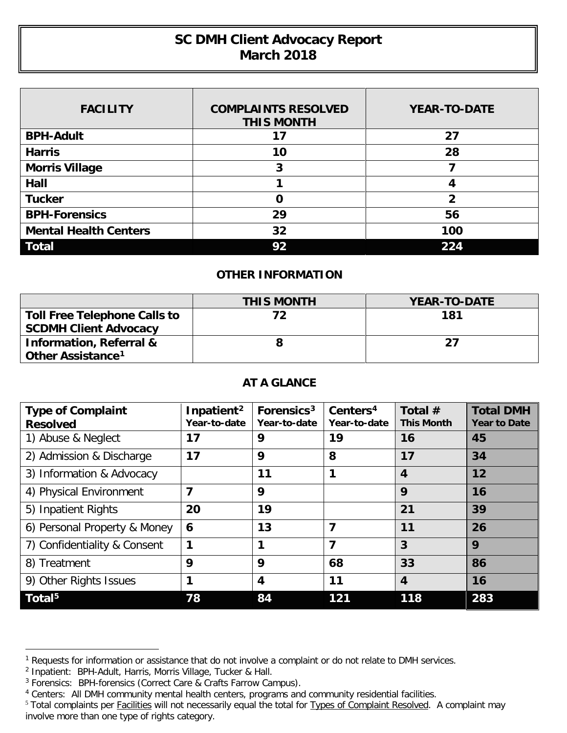# SC DMH Client Advocacy Report
## March 2018

| FACILITY | COMPLAINTS RESOLVED THIS MONTH | YEAR-TO-DATE |
|---|---|---|
| **BPH-Adult** | **17** | **27** |
| **Harris** | **10** | **28** |
| **Morris Village** | **3** | **7** |
| **Hall** | **1** | **4** |
| **Tucker** | **0** | **2** |
| **BPH-Forensics** | **29** | **56** |
| **Mental Health Centers** | **32** | **100** |
| **Total** | **92** | **224** |

### OTHER INFORMATION

| | THIS MONTH | YEAR-TO-DATE |
|---|---|---|
| **Toll Free Telephone Calls to SCDMH Client Advocacy** | **72** | **181** |
| **Information, Referral & Other Assistance[1]** | **8** | **27** |

### AT A GLANCE

| Type of Complaint Resolved | Inpatient[2] Year-to-date | Forensics[3] Year-to-date | Centers[4] Year-to-date | Total # This Month | Total DMH Year to Date |
|---|---|---|---|---|---|
| 1) Abuse & Neglect | **17** | **9** | **19** | **16** | **45** |
| 2) Admission & Discharge | **17** | **9** | **8** | **17** | **34** |
| 3) Information & Advocacy | | **11** | **1** | **4** | **12** |
| 4) Physical Environment | **7** | **9** | | **9** | **16** |
| 5) Inpatient Rights | **20** | **19** | | **21** | **39** |
| 6) Personal Property & Money | **6** | **13** | **7** | **11** | **26** |
| 7) Confidentiality & Consent | **1** | **1** | **7** | **3** | **9** |
| 8) Treatment | **9** | **9** | **68** | **33** | **86** |
| 9) Other Rights Issues | **1** | **4** | **11** | **4** | **16** |
| **Total[5]** | **78** | **84** | **121** | **118** | **283** |

[1] Requests for information or assistance that do not involve a complaint or do not relate to DMH services.

[2] Inpatient: BPH-Adult, Harris, Morris Village, Tucker & Hall.

[3] Forensics: BPH-forensics (Correct Care & Crafts Farrow Campus).

[4] Centers: All DMH community mental health centers, programs and community residential facilities.

[5] Total complaints per Facilities will not necessarily equal the total for Types of Complaint Resolved. A complaint may involve more than one type of rights category.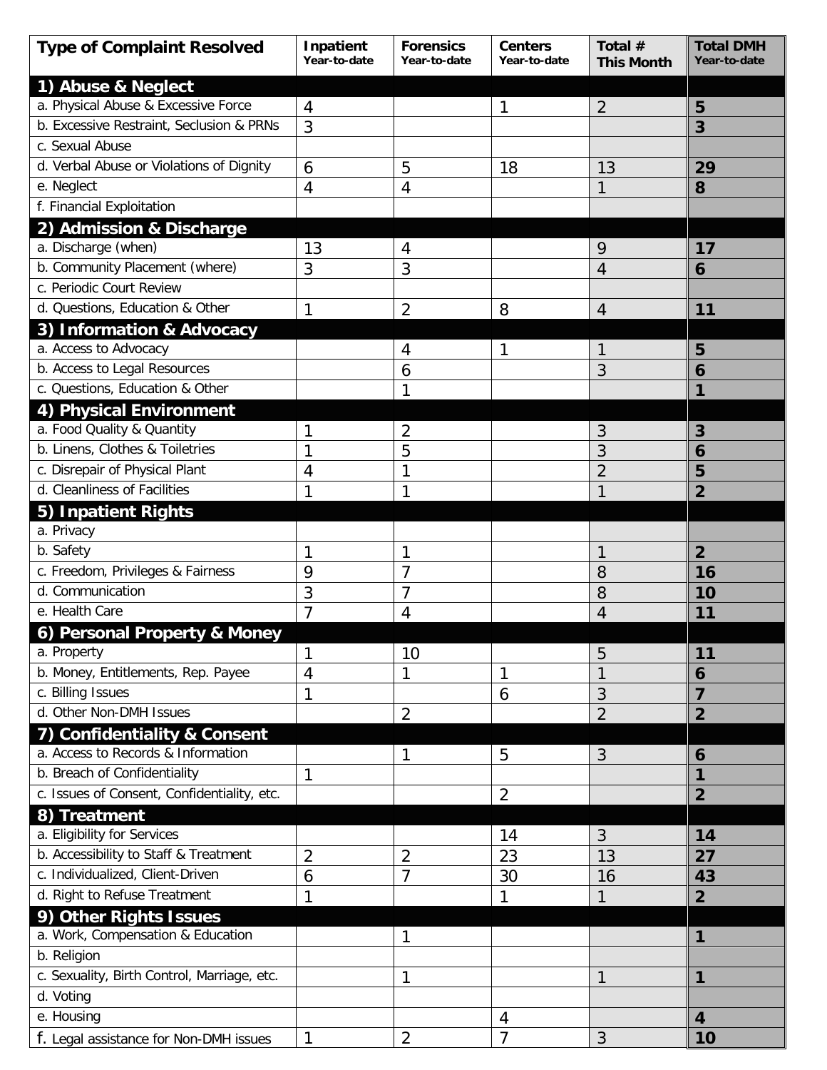| Type of Complaint Resolved | Inpatient Year-to-date | Forensics Year-to-date | Centers Year-to-date | Total # This Month | Total DMH Year-to-date |
|---|---|---|---|---|---|
| **1) Abuse & Neglect** | | | | | |
| a. Physical Abuse & Excessive Force | 4 | | 1 | 2 | **5** |
| b. Excessive Restraint, Seclusion & PRNs | 3 | | | | **3** |
| c. Sexual Abuse | | | | | |
| d. Verbal Abuse or Violations of Dignity | 6 | 5 | 18 | 13 | **29** |
| e. Neglect | 4 | 4 | | 1 | **8** |
| f. Financial Exploitation | | | | | |
| **2) Admission & Discharge** | | | | | |
| a. Discharge (when) | 13 | 4 | | 9 | **17** |
| b. Community Placement (where) | 3 | 3 | | 4 | **6** |
| c. Periodic Court Review | | | | | |
| d. Questions, Education & Other | 1 | 2 | 8 | 4 | **11** |
| **3) Information & Advocacy** | | | | | |
| a. Access to Advocacy | | 4 | 1 | 1 | **5** |
| b. Access to Legal Resources | | 6 | | 3 | **6** |
| c. Questions, Education & Other | | 1 | | | **1** |
| **4) Physical Environment** | | | | | |
| a. Food Quality & Quantity | 1 | 2 | | 3 | **3** |
| b. Linens, Clothes & Toiletries | 1 | 5 | | 3 | **6** |
| c. Disrepair of Physical Plant | 4 | 1 | | 2 | **5** |
| d. Cleanliness of Facilities | 1 | 1 | | 1 | **2** |
| **5) Inpatient Rights** | | | | | |
| a. Privacy | | | | | |
| b. Safety | 1 | 1 | | 1 | **2** |
| c. Freedom, Privileges & Fairness | 9 | 7 | | 8 | **16** |
| d. Communication | 3 | 7 | | 8 | **10** |
| e. Health Care | 7 | 4 | | 4 | **11** |
| **6) Personal Property & Money** | | | | | |
| a. Property | 1 | 10 | | 5 | **11** |
| b. Money, Entitlements, Rep. Payee | 4 | 1 | 1 | 1 | **6** |
| c. Billing Issues | 1 | | 6 | 3 | **7** |
| d. Other Non-DMH Issues | | 2 | | 2 | **2** |
| **7) Confidentiality & Consent** | | | | | |
| a. Access to Records & Information | | 1 | 5 | 3 | **6** |
| b. Breach of Confidentiality | 1 | | | | **1** |
| c. Issues of Consent, Confidentiality, etc. | | | 2 | | **2** |
| **8) Treatment** | | | | | |
| a. Eligibility for Services | | | 14 | 3 | **14** |
| b. Accessibility to Staff & Treatment | 2 | 2 | 23 | 13 | **27** |
| c. Individualized, Client-Driven | 6 | 7 | 30 | 16 | **43** |
| d. Right to Refuse Treatment | 1 | | 1 | 1 | **2** |
| **9) Other Rights Issues** | | | | | |
| a. Work, Compensation & Education | | 1 | | | **1** |
| b. Religion | | | | | |
| c. Sexuality, Birth Control, Marriage, etc. | | 1 | | 1 | **1** |
| d. Voting | | | | | |
| e. Housing | | | 4 | | **4** |
| f. Legal assistance for Non-DMH issues | 1 | 2 | 7 | 3 | **10** |